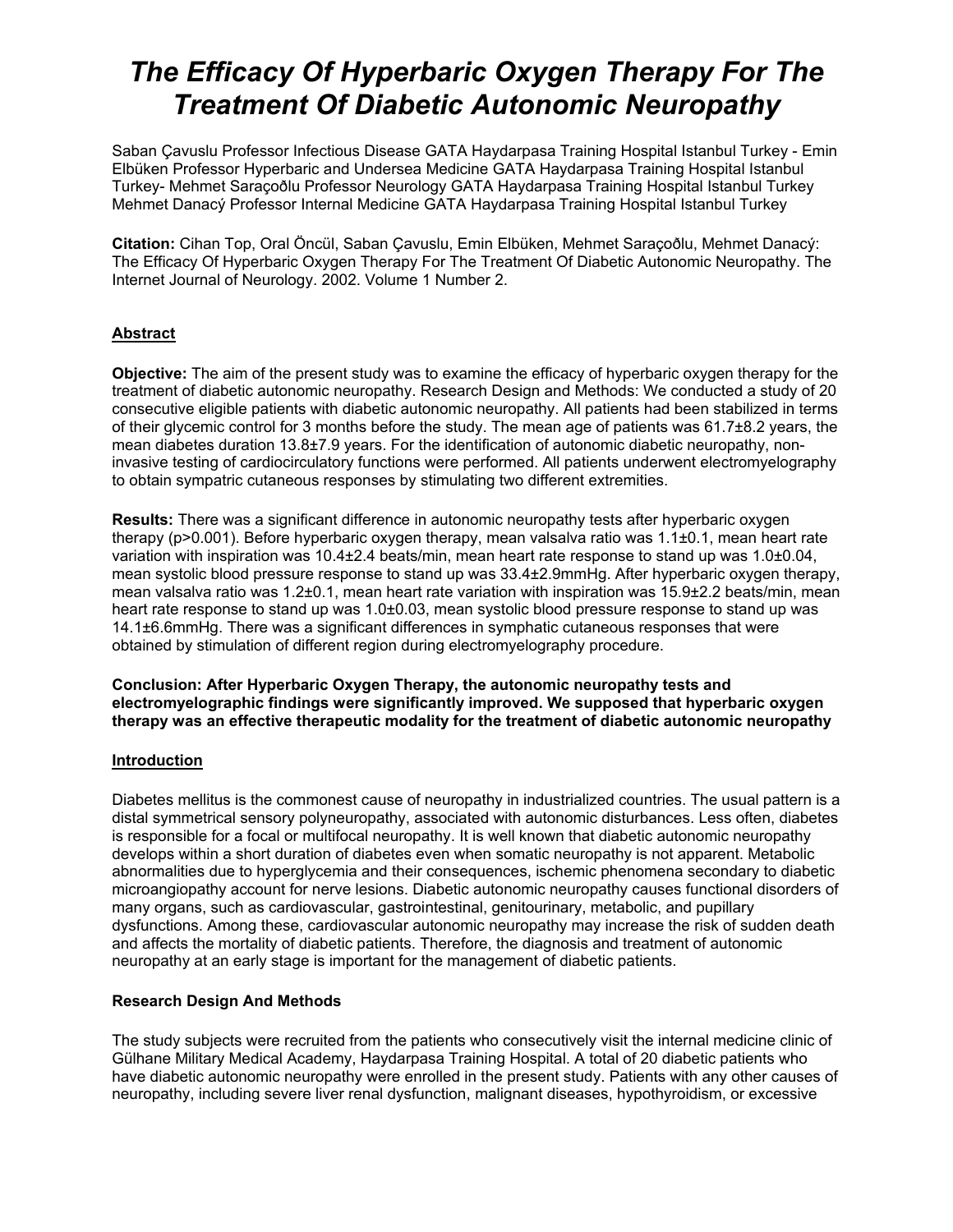# *The Efficacy Of Hyperbaric Oxygen Therapy For The Treatment Of Diabetic Autonomic Neuropathy*

Saban Çavuslu Professor Infectious Disease GATA Haydarpasa Training Hospital Istanbul Turkey - Emin Elbüken Professor Hyperbaric and Undersea Medicine GATA Haydarpasa Training Hospital Istanbul Turkey- Mehmet Saraçoðlu Professor Neurology GATA Haydarpasa Training Hospital Istanbul Turkey Mehmet Danacý Professor Internal Medicine GATA Haydarpasa Training Hospital Istanbul Turkey

**Citation:** Cihan Top, Oral Öncül, Saban Çavuslu, Emin Elbüken, Mehmet Saraçoðlu, Mehmet Danacý: The Efficacy Of Hyperbaric Oxygen Therapy For The Treatment Of Diabetic Autonomic Neuropathy. The Internet Journal of Neurology. 2002. Volume 1 Number 2.

## Abstract

**Objective:** The aim of the present study was to examine the efficacy of hyperbaric oxygen therapy for the treatment of diabetic autonomic neuropathy. Research Design and Methods: We conducted a study of 20 consecutive eligible patients with diabetic autonomic neuropathy. All patients had been stabilized in terms of their glycemic control for 3 months before the study. The mean age of patients was 61.7±8.2 years, the mean diabetes duration 13.8±7.9 years. For the identification of autonomic diabetic neuropathy, non-invasive testing of cardiocirculatory functions were performed. All patients underwent electromyelography to obtain sympatric cutaneous responses by stimulating two different extremities.

**Results:** There was a significant difference in autonomic neuropathy tests after hyperbaric oxygen therapy ($p>0.001$). Before hyperbaric oxygen therapy, mean valsalva ratio was 1.1±0.1, mean heart rate variation with inspiration was 10.4±2.4 beats/min, mean heart rate response to stand up was 1.0±0.04, mean systolic blood pressure response to stand up was 33.4±2.9mmHg. After hyperbaric oxygen therapy, mean valsalva ratio was 1.2±0.1, mean heart rate variation with inspiration was 15.9±2.2 beats/min, mean heart rate response to stand up was 1.0±0.03, mean systolic blood pressure response to stand up was 14.1±6.6mmHg. There was a significant differences in symphatic cutaneous responses that were obtained by stimulation of different region during electromyelography procedure.

**Conclusion: After Hyperbaric Oxygen Therapy, the autonomic neuropathy tests and electromyelographic findings were significantly improved. We supposed that hyperbaric oxygen therapy was an effective therapeutic modality for the treatment of diabetic autonomic neuropathy**

## Introduction

Diabetes mellitus is the commonest cause of neuropathy in industrialized countries. The usual pattern is a distal symmetrical sensory polyneuropathy, associated with autonomic disturbances. Less often, diabetes is responsible for a focal or multifocal neuropathy. It is well known that diabetic autonomic neuropathy develops within a short duration of diabetes even when somatic neuropathy is not apparent. Metabolic abnormalities due to hyperglycemia and their consequences, ischemic phenomena secondary to diabetic microangiopathy account for nerve lesions. Diabetic autonomic neuropathy causes functional disorders of many organs, such as cardiovascular, gastrointestinal, genitourinary, metabolic, and pupillary dysfunctions. Among these, cardiovascular autonomic neuropathy may increase the risk of sudden death and affects the mortality of diabetic patients. Therefore, the diagnosis and treatment of autonomic neuropathy at an early stage is important for the management of diabetic patients.

### Research Design And Methods

The study subjects were recruited from the patients who consecutively visit the internal medicine clinic of Gülhane Military Medical Academy, Haydarpasa Training Hospital. A total of 20 diabetic patients who have diabetic autonomic neuropathy were enrolled in the present study. Patients with any other causes of neuropathy, including severe liver renal dysfunction, malignant diseases, hypothyroidism, or excessive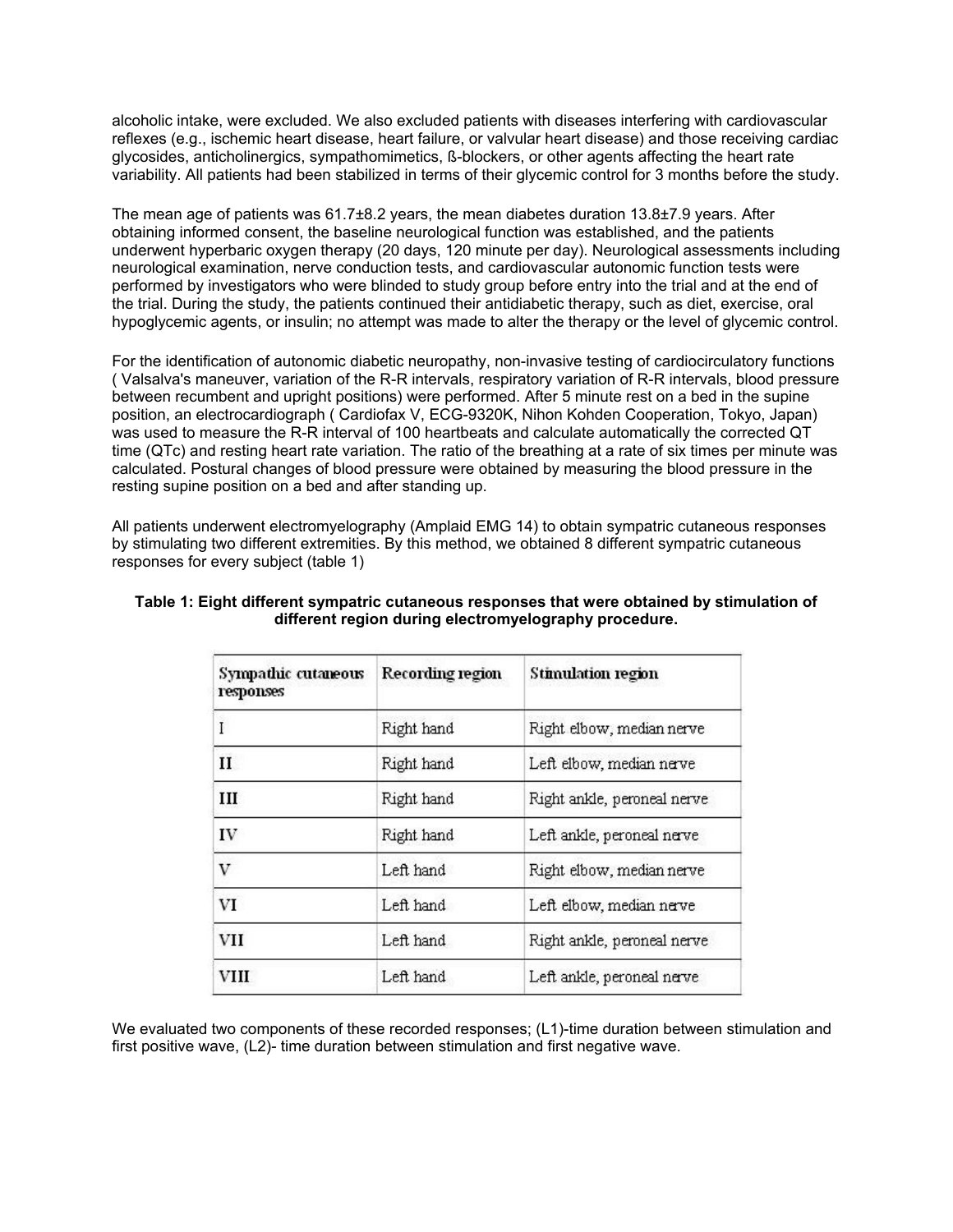alcoholic intake, were excluded. We also excluded patients with diseases interfering with cardiovascular reflexes (e.g., ischemic heart disease, heart failure, or valvular heart disease) and those receiving cardiac glycosides, anticholinergics, sympathomimetics, ß-blockers, or other agents affecting the heart rate variability. All patients had been stabilized in terms of their glycemic control for 3 months before the study.

The mean age of patients was 61.7±8.2 years, the mean diabetes duration 13.8±7.9 years. After obtaining informed consent, the baseline neurological function was established, and the patients underwent hyperbaric oxygen therapy (20 days, 120 minute per day). Neurological assessments including neurological examination, nerve conduction tests, and cardiovascular autonomic function tests were performed by investigators who were blinded to study group before entry into the trial and at the end of the trial. During the study, the patients continued their antidiabetic therapy, such as diet, exercise, oral hypoglycemic agents, or insulin; no attempt was made to alter the therapy or the level of glycemic control.

For the identification of autonomic diabetic neuropathy, non-invasive testing of cardiocirculatory functions ( Valsalva's maneuver, variation of the R-R intervals, respiratory variation of R-R intervals, blood pressure between recumbent and upright positions) were performed. After 5 minute rest on a bed in the supine position, an electrocardiograph ( Cardiofax V, ECG-9320K, Nihon Kohden Cooperation, Tokyo, Japan) was used to measure the R-R interval of 100 heartbeats and calculate automatically the corrected QT time (QTc) and resting heart rate variation. The ratio of the breathing at a rate of six times per minute was calculated. Postural changes of blood pressure were obtained by measuring the blood pressure in the resting supine position on a bed and after standing up.

All patients underwent electromyelography (Amplaid EMG 14) to obtain sympatric cutaneous responses by stimulating two different extremities. By this method, we obtained 8 different sympatric cutaneous responses for every subject (table 1)

**Table 1: Eight different sympatric cutaneous responses that were obtained by stimulation of different region during electromyelography procedure.**

| Sympathic cutaneous responses | Recording region | Stimulation region |
|---|---|---|
| I | Right hand | Right elbow, median nerve |
| II | Right hand | Left elbow, median nerve |
| III | Right hand | Right ankle, peroneal nerve |
| IV | Right hand | Left ankle, peroneal nerve |
| V | Left hand | Right elbow, median nerve |
| VI | Left hand | Left elbow, median nerve |
| VII | Left hand | Right ankle, peroneal nerve |
| VIII | Left hand | Left ankle, peroneal nerve |

We evaluated two components of these recorded responses; (L1)-time duration between stimulation and first positive wave, (L2)- time duration between stimulation and first negative wave.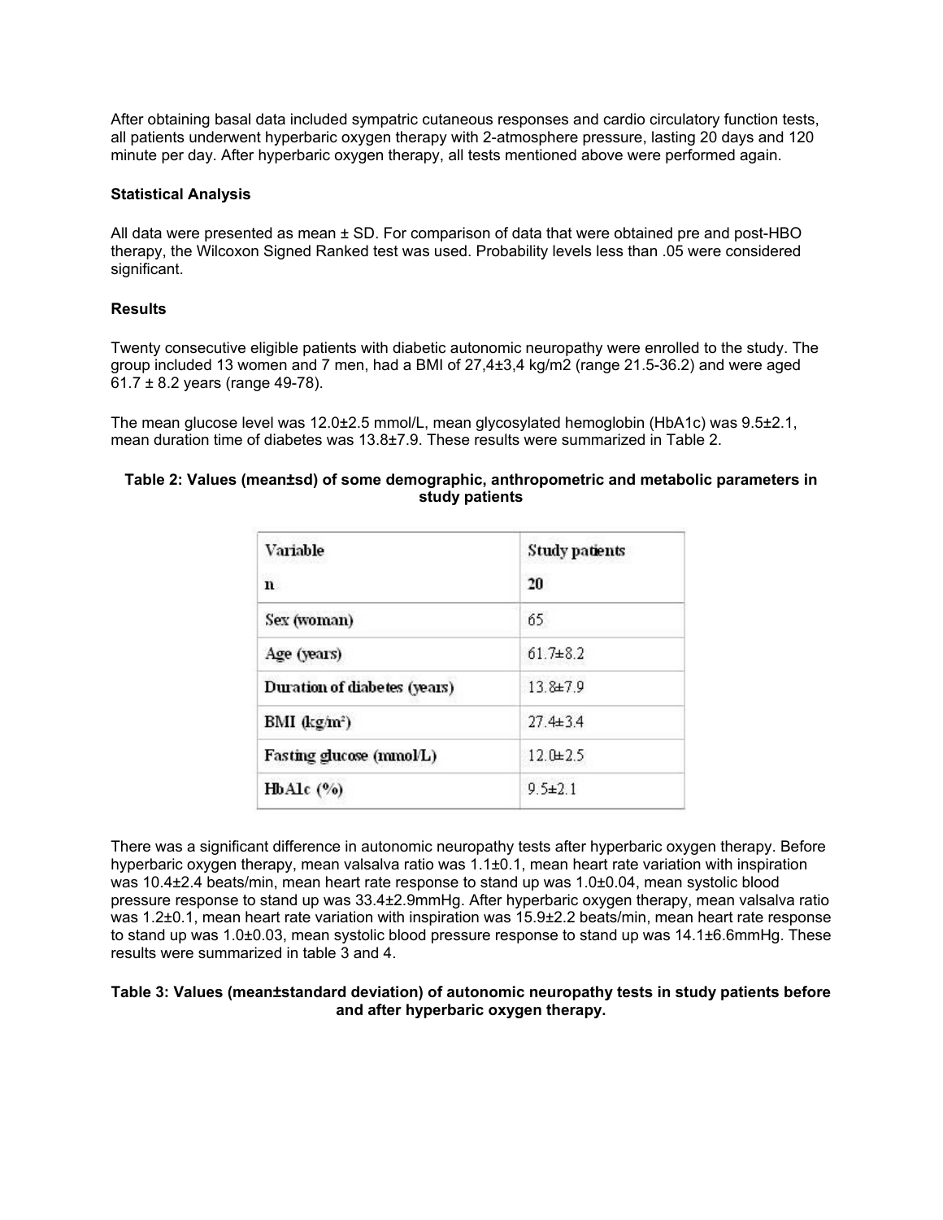After obtaining basal data included sympatric cutaneous responses and cardio circulatory function tests, all patients underwent hyperbaric oxygen therapy with 2-atmosphere pressure, lasting 20 days and 120 minute per day. After hyperbaric oxygen therapy, all tests mentioned above were performed again.

**Statistical Analysis**

All data were presented as mean ± SD. For comparison of data that were obtained pre and post-HBO therapy, the Wilcoxon Signed Ranked test was used. Probability levels less than .05 were considered significant.

**Results**

Twenty consecutive eligible patients with diabetic autonomic neuropathy were enrolled to the study. The group included 13 women and 7 men, had a BMI of 27,4±3,4 kg/m2 (range 21.5-36.2) and were aged 61.7 ± 8.2 years (range 49-78).

The mean glucose level was 12.0±2.5 mmol/L, mean glycosylated hemoglobin (HbA1c) was 9.5±2.1, mean duration time of diabetes was 13.8±7.9. These results were summarized in Table 2.

**Table 2: Values (mean±sd) of some demographic, anthropometric and metabolic parameters in study patients**

| Variable<br>n | Study patients<br>20 |
|---|---|
| Sex (woman) | 65 |
| Age (years) | 61.7±8.2 |
| Duration of diabetes (years) | 13.8±7.9 |
| BMI (kg/m²) | 27.4±3.4 |
| Fasting glucose (mmol/L) | 12.0±2.5 |
| HbA1c (%) | 9.5±2.1 |

There was a significant difference in autonomic neuropathy tests after hyperbaric oxygen therapy. Before hyperbaric oxygen therapy, mean valsalva ratio was 1.1±0.1, mean heart rate variation with inspiration was 10.4±2.4 beats/min, mean heart rate response to stand up was 1.0±0.04, mean systolic blood pressure response to stand up was 33.4±2.9mmHg. After hyperbaric oxygen therapy, mean valsalva ratio was 1.2±0.1, mean heart rate variation with inspiration was 15.9±2.2 beats/min, mean heart rate response to stand up was 1.0±0.03, mean systolic blood pressure response to stand up was 14.1±6.6mmHg. These results were summarized in table 3 and 4.

**Table 3: Values (mean±standard deviation) of autonomic neuropathy tests in study patients before and after hyperbaric oxygen therapy.**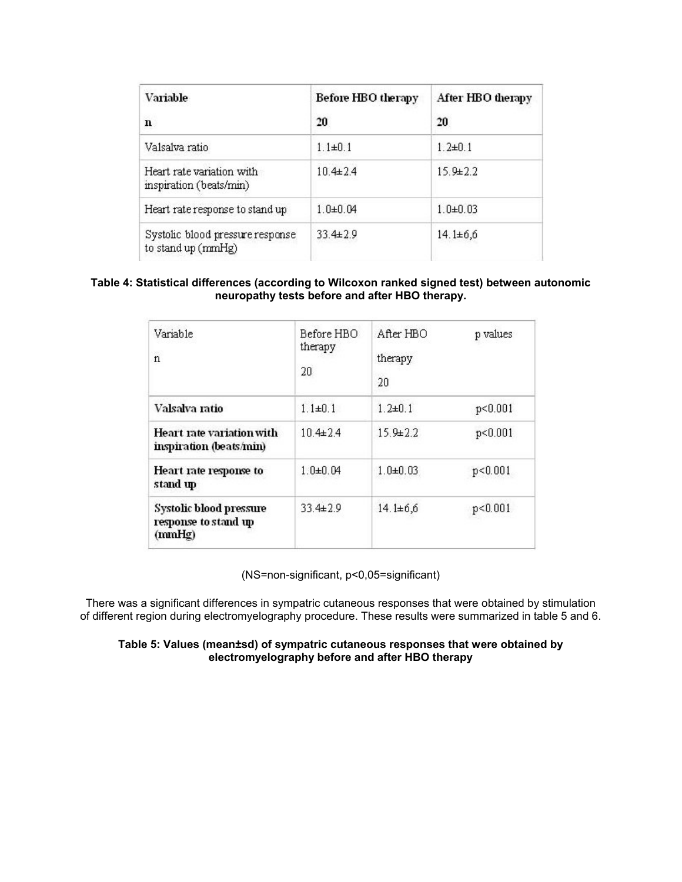| Variable | Before HBO therapy | After HBO therapy |
|---|---|---|
| n | 20 | 20 |
| Valsalva ratio | 1.1±0.1 | 1.2±0.1 |
| Heart rate variation with inspiration (beats/min) | 10.4±2.4 | 15.9±2.2 |
| Heart rate response to stand up | 1.0±0.04 | 1.0±0.03 |
| Systolic blood pressure response to stand up (mmHg) | 33.4±2.9 | 14.1±6,6 |

**Table 4: Statistical differences (according to Wilcoxon ranked signed test) between autonomic neuropathy tests before and after HBO therapy.**

| Variable | Before HBO therapy | After HBO therapy | p values |
|---|---|---|---|
| n | 20 | 20 | |
| **Valsalva ratio** | 1.1±0.1 | 1.2±0.1 | p<0.001 |
| **Heart rate variation with inspiration (beats/min)** | 10.4±2.4 | 15.9±2.2 | p<0.001 |
| **Heart rate response to stand up** | 1.0±0.04 | 1.0±0.03 | p<0.001 |
| **Systolic blood pressure response to stand up (mmHg)** | 33.4±2.9 | 14.1±6,6 | p<0.001 |

(NS=non-significant, p<0,05=significant)

There was a significant differences in sympatric cutaneous responses that were obtained by stimulation of different region during electromyelography procedure. These results were summarized in table 5 and 6.

**Table 5: Values (mean±sd) of sympatric cutaneous responses that were obtained by electromyelography before and after HBO therapy**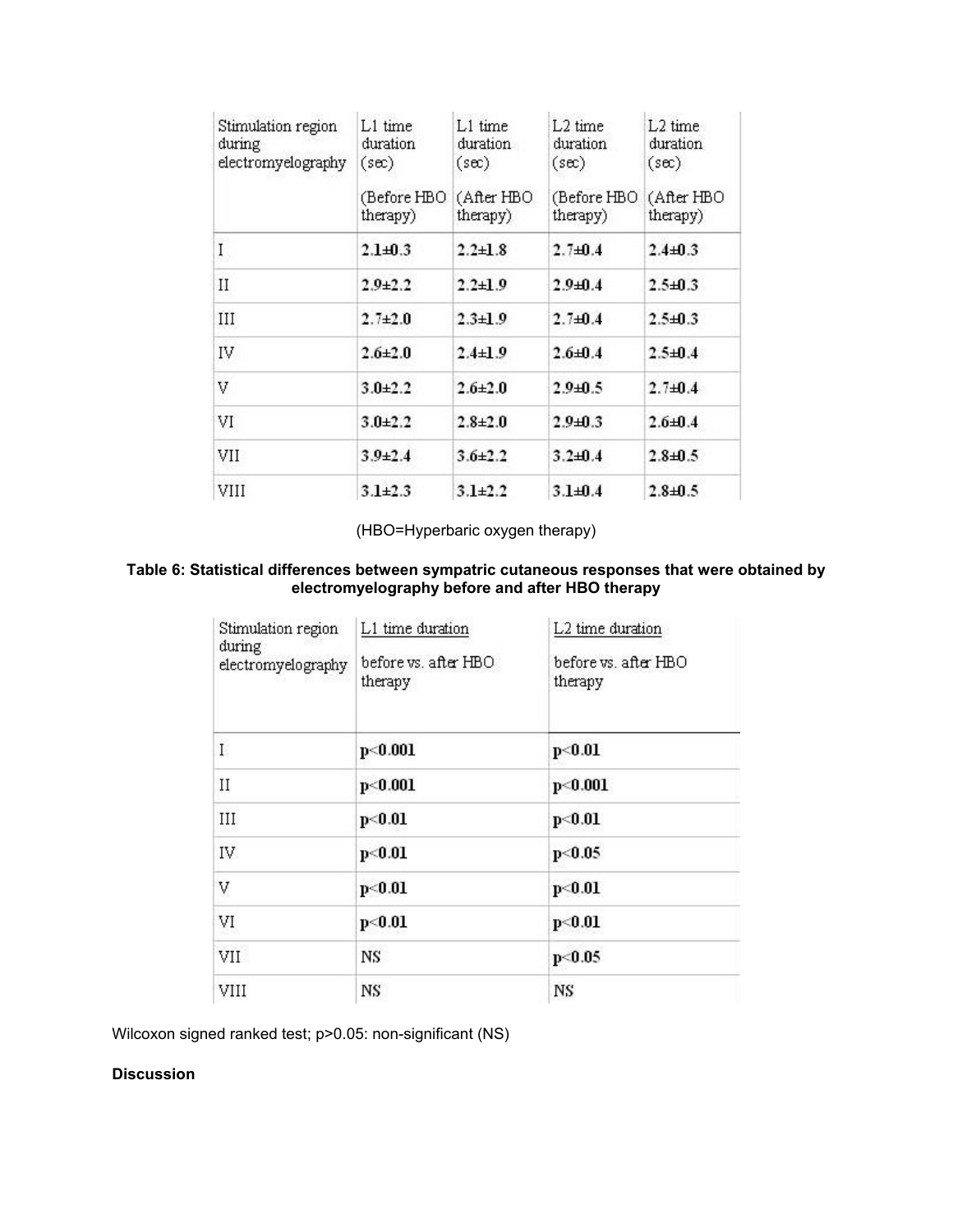| Stimulation region during electromyelography | L1 time duration (sec) (Before HBO therapy) | L1 time duration (sec) (After HBO therapy) | L2 time duration (sec) (Before HBO therapy) | L2 time duration (sec) (After HBO therapy) |
|---|---|---|---|---|
| I | 2.1±0.3 | 2.2±1.8 | 2.7±0.4 | 2.4±0.3 |
| II | 2.9±2.2 | 2.2±1.9 | 2.9±0.4 | 2.5±0.3 |
| III | 2.7±2.0 | 2.3±1.9 | 2.7±0.4 | 2.5±0.3 |
| IV | 2.6±2.0 | 2.4±1.9 | 2.6±0.4 | 2.5±0.4 |
| V | 3.0±2.2 | 2.6±2.0 | 2.9±0.5 | 2.7±0.4 |
| VI | 3.0±2.2 | 2.8±2.0 | 2.9±0.3 | 2.6±0.4 |
| VII | 3.9±2.4 | 3.6±2.2 | 3.2±0.4 | 2.8±0.5 |
| VIII | 3.1±2.3 | 3.1±2.2 | 3.1±0.4 | 2.8±0.5 |

(HBO=Hyperbaric oxygen therapy)

**Table 6: Statistical differences between sympatric cutaneous responses that were obtained by electromyelography before and after HBO therapy**

| Stimulation region during electromyelography | L1 time duration before vs. after HBO therapy | L2 time duration before vs. after HBO therapy |
|---|---|---|
| I | $p<0.001$ | $p<0.01$ |
| II | $p<0.001$ | $p<0.001$ |
| III | $p<0.01$ | $p<0.01$ |
| IV | $p<0.01$ | $p<0.05$ |
| V | $p<0.01$ | $p<0.01$ |
| VI | $p<0.01$ | $p<0.01$ |
| VII | NS | $p<0.05$ |
| VIII | NS | NS |

Wilcoxon signed ranked test; $p>0.05$: non-significant (NS)

## Discussion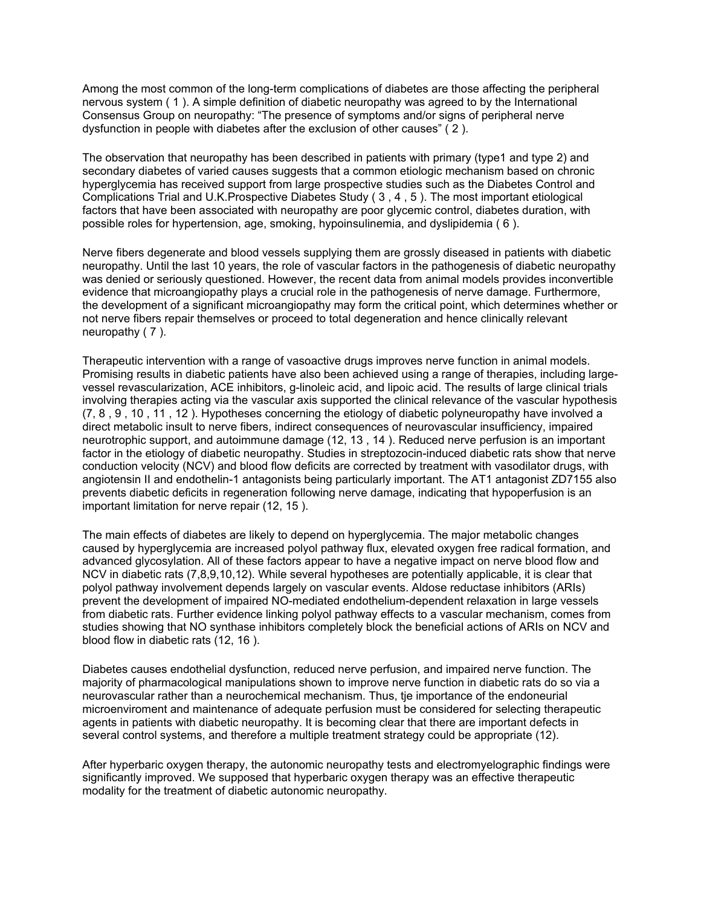Among the most common of the long-term complications of diabetes are those affecting the peripheral nervous system ( 1 ). A simple definition of diabetic neuropathy was agreed to by the International Consensus Group on neuropathy: "The presence of symptoms and/or signs of peripheral nerve dysfunction in people with diabetes after the exclusion of other causes" ( 2 ).

The observation that neuropathy has been described in patients with primary (type1 and type 2) and secondary diabetes of varied causes suggests that a common etiologic mechanism based on chronic hyperglycemia has received support from large prospective studies such as the Diabetes Control and Complications Trial and U.K.Prospective Diabetes Study ( 3 , 4 , 5 ). The most important etiological factors that have been associated with neuropathy are poor glycemic control, diabetes duration, with possible roles for hypertension, age, smoking, hypoinsulinemia, and dyslipidemia ( 6 ).

Nerve fibers degenerate and blood vessels supplying them are grossly diseased in patients with diabetic neuropathy. Until the last 10 years, the role of vascular factors in the pathogenesis of diabetic neuropathy was denied or seriously questioned. However, the recent data from animal models provides inconvertible evidence that microangiopathy plays a crucial role in the pathogenesis of nerve damage. Furthermore, the development of a significant microangiopathy may form the critical point, which determines whether or not nerve fibers repair themselves or proceed to total degeneration and hence clinically relevant neuropathy ( 7 ).

Therapeutic intervention with a range of vasoactive drugs improves nerve function in animal models. Promising results in diabetic patients have also been achieved using a range of therapies, including large-vessel revascularization, ACE inhibitors, g-linoleic acid, and lipoic acid. The results of large clinical trials involving therapies acting via the vascular axis supported the clinical relevance of the vascular hypothesis (7, 8 , 9 , 10 , 11 , 12 ). Hypotheses concerning the etiology of diabetic polyneuropathy have involved a direct metabolic insult to nerve fibers, indirect consequences of neurovascular insufficiency, impaired neurotrophic support, and autoimmune damage (12, 13 , 14 ). Reduced nerve perfusion is an important factor in the etiology of diabetic neuropathy. Studies in streptozocin-induced diabetic rats show that nerve conduction velocity (NCV) and blood flow deficits are corrected by treatment with vasodilator drugs, with angiotensin II and endothelin-1 antagonists being particularly important. The AT1 antagonist ZD7155 also prevents diabetic deficits in regeneration following nerve damage, indicating that hypoperfusion is an important limitation for nerve repair (12, 15 ).

The main effects of diabetes are likely to depend on hyperglycemia. The major metabolic changes caused by hyperglycemia are increased polyol pathway flux, elevated oxygen free radical formation, and advanced glycosylation. All of these factors appear to have a negative impact on nerve blood flow and NCV in diabetic rats (7,8,9,10,12). While several hypotheses are potentially applicable, it is clear that polyol pathway involvement depends largely on vascular events. Aldose reductase inhibitors (ARIs) prevent the development of impaired NO-mediated endothelium-dependent relaxation in large vessels from diabetic rats. Further evidence linking polyol pathway effects to a vascular mechanism, comes from studies showing that NO synthase inhibitors completely block the beneficial actions of ARIs on NCV and blood flow in diabetic rats (12, 16 ).

Diabetes causes endothelial dysfunction, reduced nerve perfusion, and impaired nerve function. The majority of pharmacological manipulations shown to improve nerve function in diabetic rats do so via a neurovascular rather than a neurochemical mechanism. Thus, tje importance of the endoneurial microenviroment and maintenance of adequate perfusion must be considered for selecting therapeutic agents in patients with diabetic neuropathy. It is becoming clear that there are important defects in several control systems, and therefore a multiple treatment strategy could be appropriate (12).

After hyperbaric oxygen therapy, the autonomic neuropathy tests and electromyelographic findings were significantly improved. We supposed that hyperbaric oxygen therapy was an effective therapeutic modality for the treatment of diabetic autonomic neuropathy.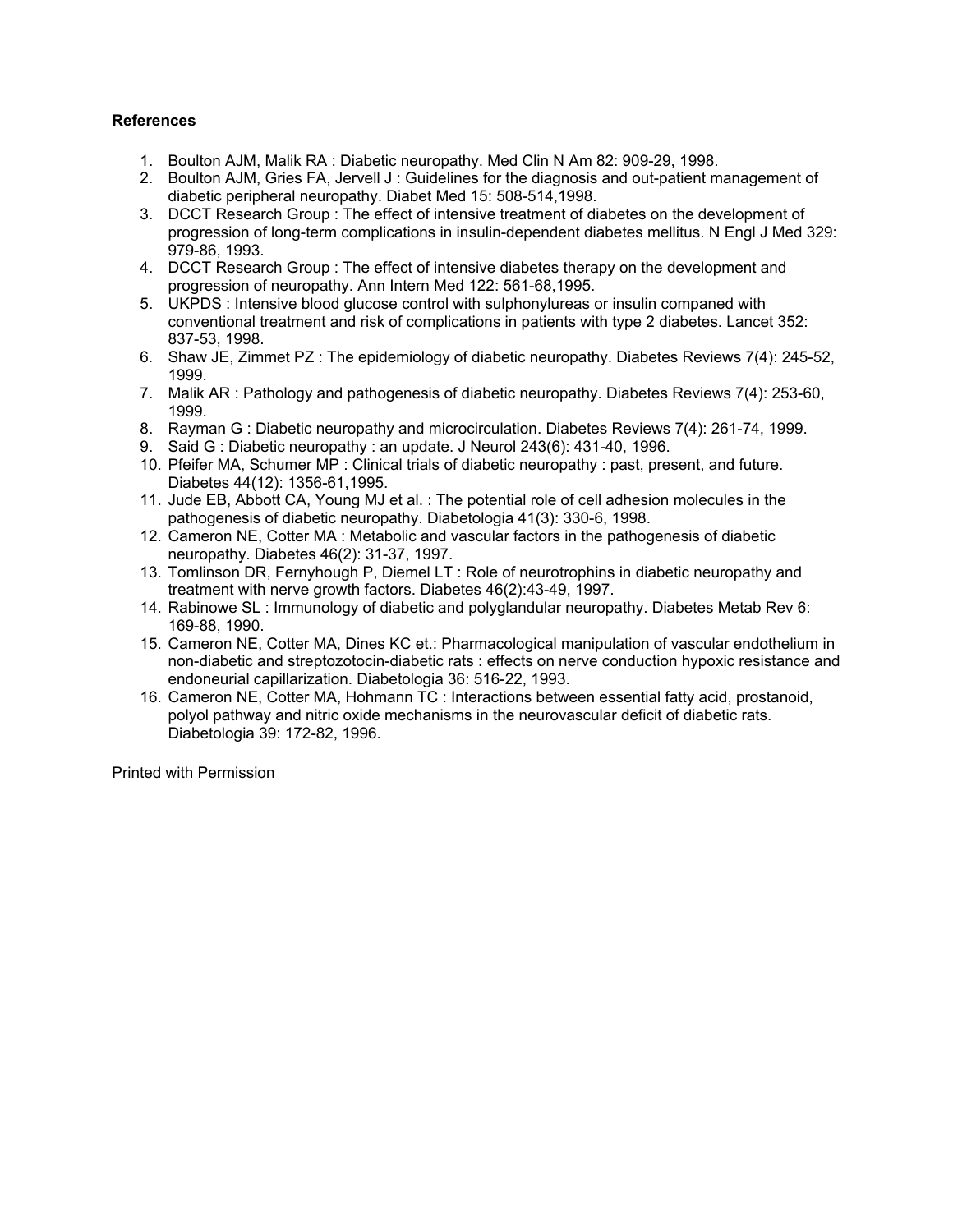**References**

1. Boulton AJM, Malik RA : Diabetic neuropathy. Med Clin N Am 82: 909-29, 1998.
2. Boulton AJM, Gries FA, Jervell J : Guidelines for the diagnosis and out-patient management of diabetic peripheral neuropathy. Diabet Med 15: 508-514,1998.
3. DCCT Research Group : The effect of intensive treatment of diabetes on the development of progression of long-term complications in insulin-dependent diabetes mellitus. N Engl J Med 329: 979-86, 1993.
4. DCCT Research Group : The effect of intensive diabetes therapy on the development and progression of neuropathy. Ann Intern Med 122: 561-68,1995.
5. UKPDS : Intensive blood glucose control with sulphonylureas or insulin companed with conventional treatment and risk of complications in patients with type 2 diabetes. Lancet 352: 837-53, 1998.
6. Shaw JE, Zimmet PZ : The epidemiology of diabetic neuropathy. Diabetes Reviews 7(4): 245-52, 1999.
7. Malik AR : Pathology and pathogenesis of diabetic neuropathy. Diabetes Reviews 7(4): 253-60, 1999.
8. Rayman G : Diabetic neuropathy and microcirculation. Diabetes Reviews 7(4): 261-74, 1999.
9. Said G : Diabetic neuropathy : an update. J Neurol 243(6): 431-40, 1996.
10. Pfeifer MA, Schumer MP : Clinical trials of diabetic neuropathy : past, present, and future. Diabetes 44(12): 1356-61,1995.
11. Jude EB, Abbott CA, Young MJ et al. : The potential role of cell adhesion molecules in the pathogenesis of diabetic neuropathy. Diabetologia 41(3): 330-6, 1998.
12. Cameron NE, Cotter MA : Metabolic and vascular factors in the pathogenesis of diabetic neuropathy. Diabetes 46(2): 31-37, 1997.
13. Tomlinson DR, Fernyhough P, Diemel LT : Role of neurotrophins in diabetic neuropathy and treatment with nerve growth factors. Diabetes 46(2):43-49, 1997.
14. Rabinowe SL : Immunology of diabetic and polyglandular neuropathy. Diabetes Metab Rev 6: 169-88, 1990.
15. Cameron NE, Cotter MA, Dines KC et.: Pharmacological manipulation of vascular endothelium in non-diabetic and streptozotocin-diabetic rats : effects on nerve conduction hypoxic resistance and endoneurial capillarization. Diabetologia 36: 516-22, 1993.
16. Cameron NE, Cotter MA, Hohmann TC : Interactions between essential fatty acid, prostanoid, polyol pathway and nitric oxide mechanisms in the neurovascular deficit of diabetic rats. Diabetologia 39: 172-82, 1996.

Printed with Permission